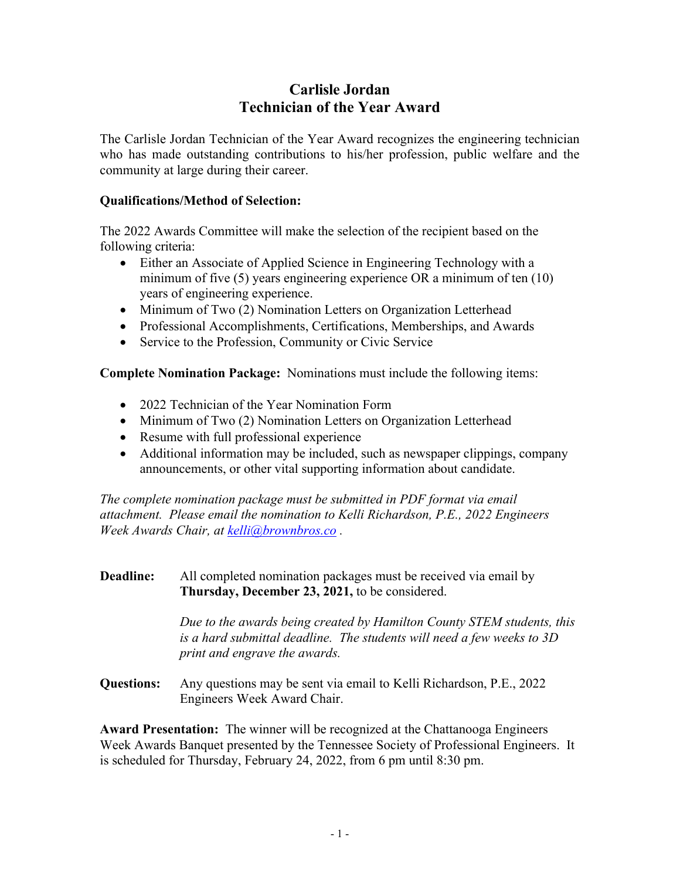# Carlisle Jordan
# Technician of the Year Award

The Carlisle Jordan Technician of the Year Award recognizes the engineering technician who has made outstanding contributions to his/her profession, public welfare and the community at large during their career.

**Qualifications/Method of Selection:**

The 2022 Awards Committee will make the selection of the recipient based on the following criteria:

- Either an Associate of Applied Science in Engineering Technology with a minimum of five (5) years engineering experience OR a minimum of ten (10) years of engineering experience.
- Minimum of Two (2) Nomination Letters on Organization Letterhead
- Professional Accomplishments, Certifications, Memberships, and Awards
- Service to the Profession, Community or Civic Service

**Complete Nomination Package:** Nominations must include the following items:

- 2022 Technician of the Year Nomination Form
- Minimum of Two (2) Nomination Letters on Organization Letterhead
- Resume with full professional experience
- Additional information may be included, such as newspaper clippings, company announcements, or other vital supporting information about candidate.

*The complete nomination package must be submitted in PDF format via email attachment. Please email the nomination to Kelli Richardson, P.E., 2022 Engineers Week Awards Chair, at [kelli@brownbros.co](mailto:kelli@brownbros.co) .*

**Deadline:** All completed nomination packages must be received via email by **Thursday, December 23, 2021,** to be considered.

*Due to the awards being created by Hamilton County STEM students, this is a hard submittal deadline. The students will need a few weeks to 3D print and engrave the awards.*

**Questions:** Any questions may be sent via email to Kelli Richardson, P.E., 2022 Engineers Week Award Chair.

**Award Presentation:** The winner will be recognized at the Chattanooga Engineers Week Awards Banquet presented by the Tennessee Society of Professional Engineers. It is scheduled for Thursday, February 24, 2022, from 6 pm until 8:30 pm.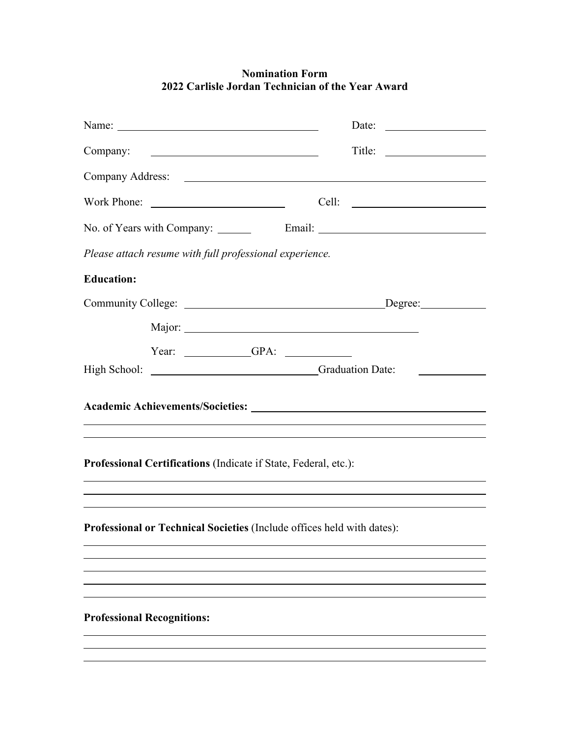**Nomination Form**
**2022 Carlisle Jordan Technician of the Year Award**

Name: ______________________________ Date: ______________

Company: ______________________________ Title: ______________

Company Address: ____________________________________________

Work Phone: ____________________ Cell: ____________________

No. of Years with Company: ______ Email: ______________________

*Please attach resume with full professional experience.*

**Education:**

Community College: ______________________________ Degree: __________

Major: ______________________________

Year: __________ GPA: __________

High School: ______________________________ Graduation Date: __________

**Academic Achievements/Societies:** ______________________________

____________________________________________

____________________________________________

**Professional Certifications** (Indicate if State, Federal, etc.):

____________________________________________

____________________________________________

____________________________________________

**Professional or Technical Societies** (Include offices held with dates):

____________________________________________

____________________________________________

____________________________________________

____________________________________________

____________________________________________

**Professional Recognitions:**

____________________________________________

____________________________________________

____________________________________________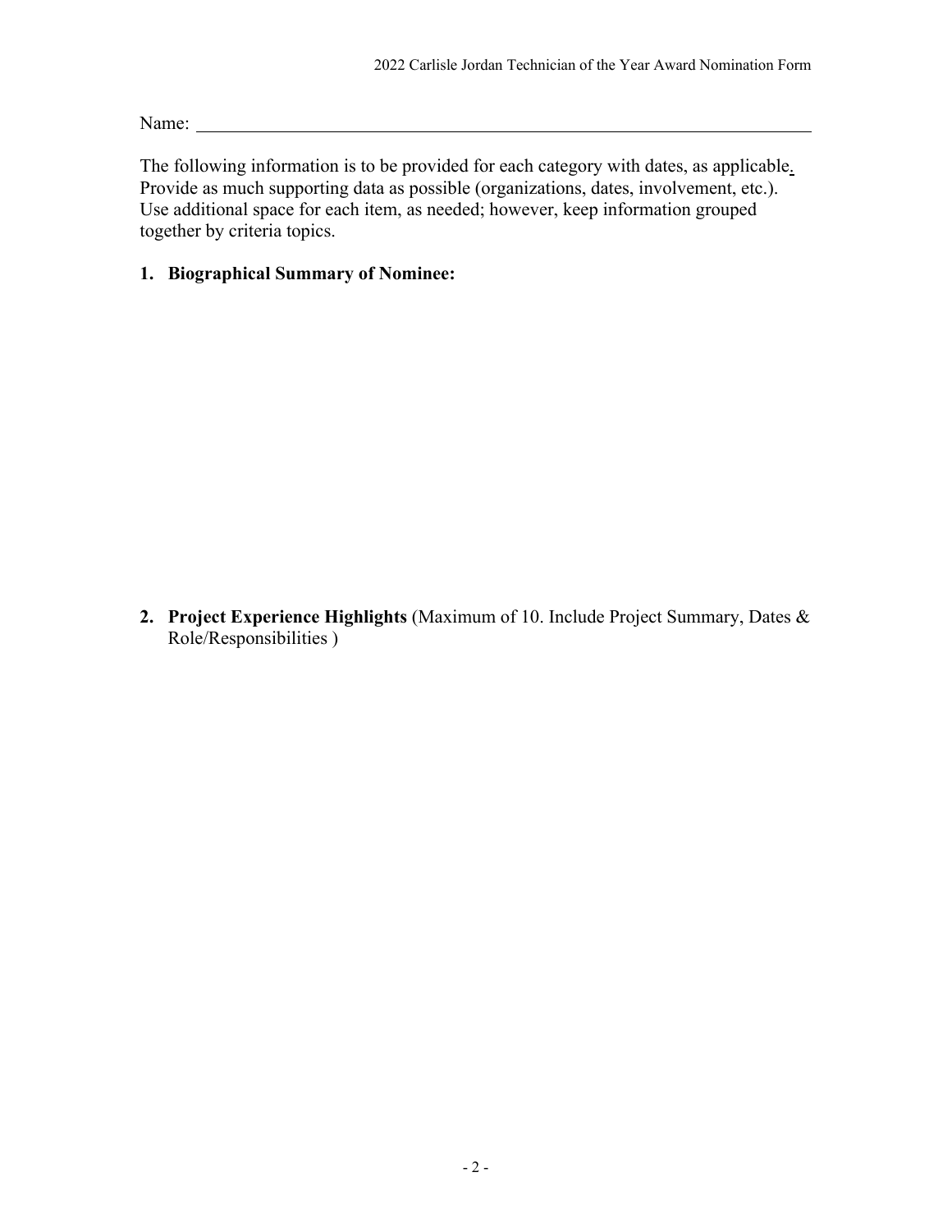Name: ____________________________________________

The following information is to be provided for each category with dates, as applicable. Provide as much supporting data as possible (organizations, dates, involvement, etc.). Use additional space for each item, as needed; however, keep information grouped together by criteria topics.

**1. Biographical Summary of Nominee:**

**2. Project Experience Highlights** (Maximum of 10. Include Project Summary, Dates & Role/Responsibilities )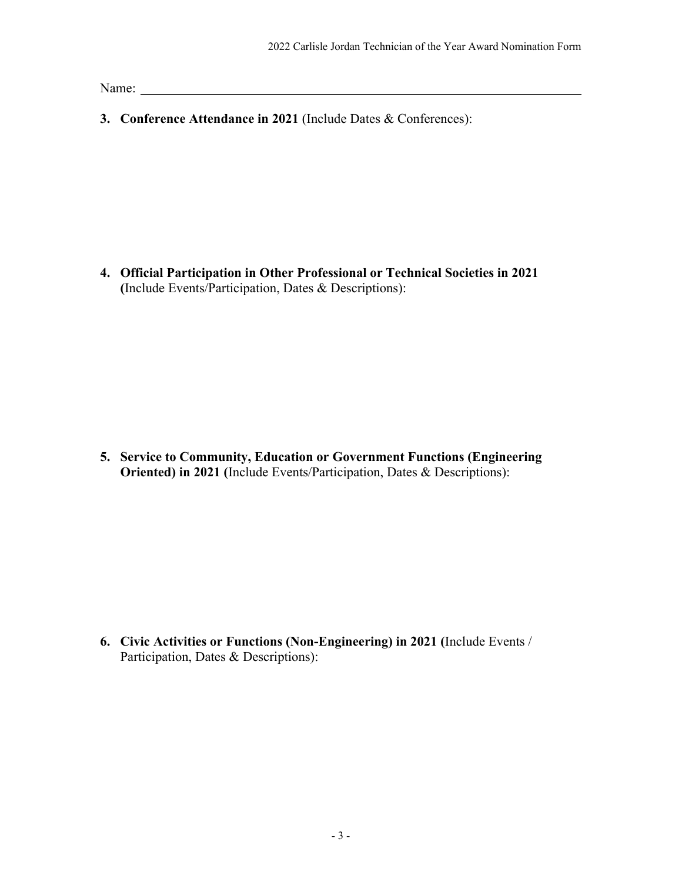Name: ______________________________________________________________________

**3. Conference Attendance in 2021** (Include Dates & Conferences):

**4. Official Participation in Other Professional or Technical Societies in 2021 (**Include Events/Participation, Dates & Descriptions):

**5. Service to Community, Education or Government Functions (Engineering Oriented) in 2021 (**Include Events/Participation, Dates & Descriptions):

**6. Civic Activities or Functions (Non-Engineering) in 2021 (**Include Events / Participation, Dates & Descriptions):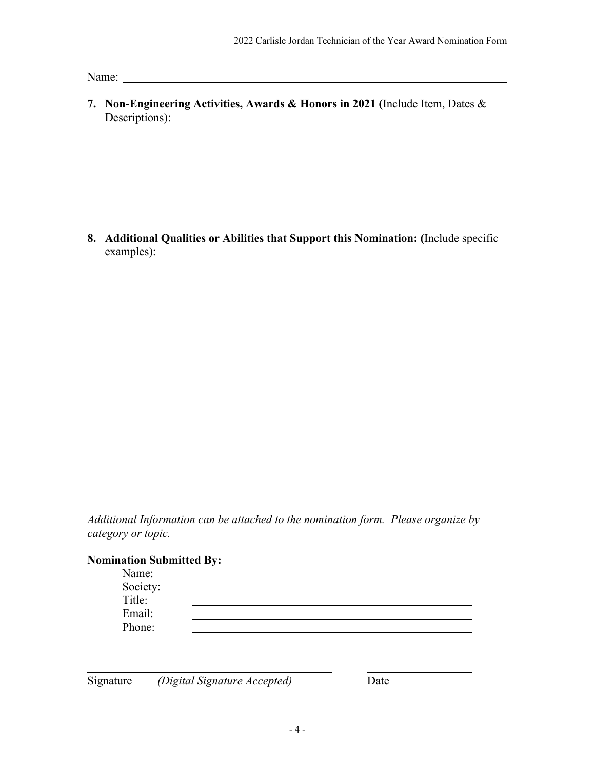Name: ______________________________________________

**7. Non-Engineering Activities, Awards & Honors in 2021 (**Include Item, Dates & Descriptions):

**8. Additional Qualities or Abilities that Support this Nomination: (**Include specific examples):

*Additional Information can be attached to the nomination form. Please organize by category or topic.*

**Nomination Submitted By:**

Name: ______________________________

Society: ______________________________

Title: ______________________________

Email: ______________________________

Phone: ______________________________

______________________________ ______________

Signature *(Digital Signature Accepted)* Date